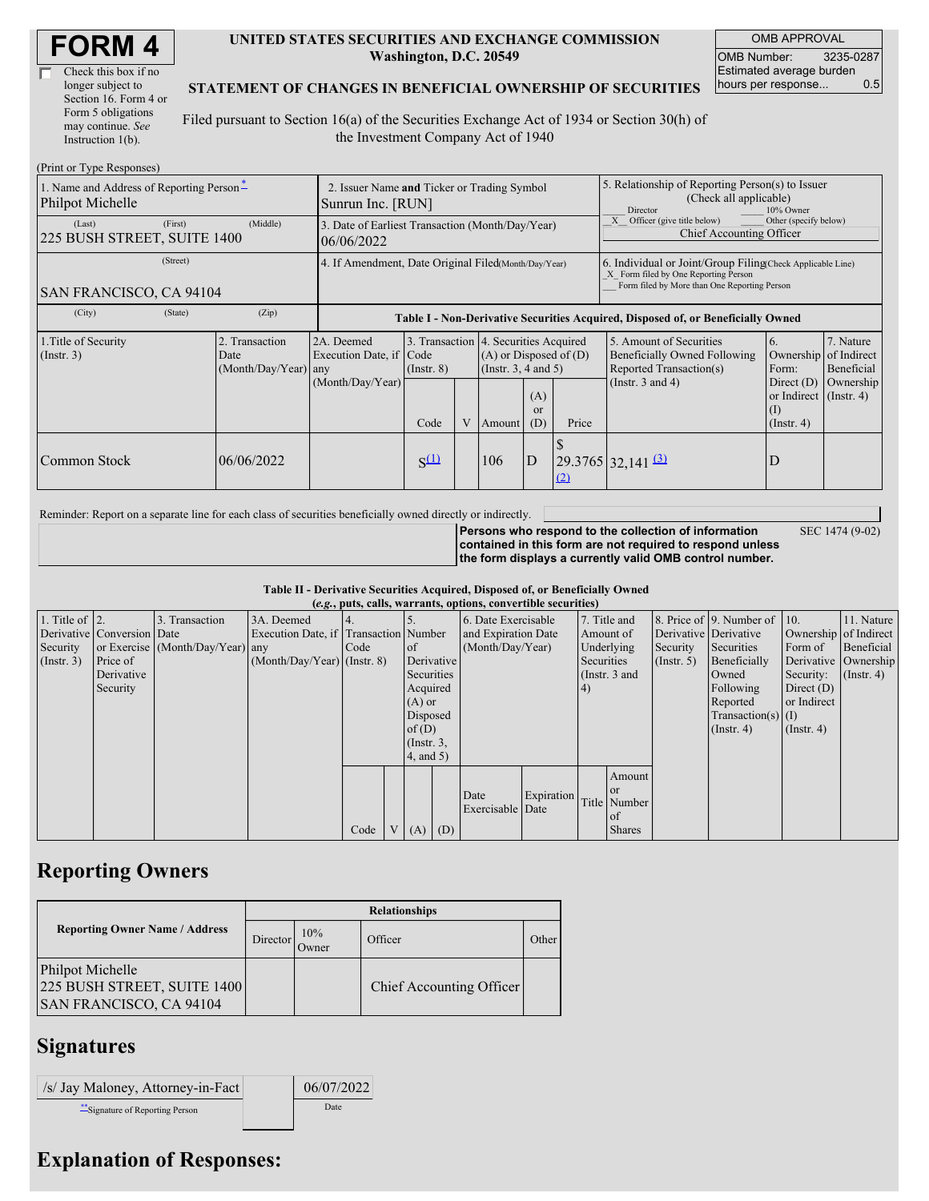# FORM 4

☐ Check this box if no longer subject to Section 16. Form 4 or Form 5 obligations may continue. *See* Instruction 1(b).

**UNITED STATES SECURITIES AND EXCHANGE COMMISSION**
**Washington, D.C. 20549**

**STATEMENT OF CHANGES IN BENEFICIAL OWNERSHIP OF SECURITIES**

Filed pursuant to Section 16(a) of the Securities Exchange Act of 1934 or Section 30(h) of the Investment Company Act of 1940

| OMB APPROVAL | |
|---|---|
| OMB Number: | 3235-0287 |
| Estimated average burden hours per response... | 0.5 |

(Print or Type Responses)

| 1. Name and Address of Reporting Person * | 2. Issuer Name and Ticker or Trading Symbol | 5. Relationship of Reporting Person(s) to Issuer (Check all applicable) |
|---|---|---|
| Philpot Michelle | Sunrun Inc. [RUN] | ___ Director ___ 10% Owner |
| (Last) (First) (Middle) 225 BUSH STREET, SUITE 1400 | 3. Date of Earliest Transaction (Month/Day/Year) 06/06/2022 | _X_ Officer (give title below) ___ Other (specify below) Chief Accounting Officer |
| (Street) SAN FRANCISCO, CA 94104 | 4. If Amendment, Date Original Filed (Month/Day/Year) | 6. Individual or Joint/Group Filing (Check Applicable Line) _X_ Form filed by One Reporting Person ___ Form filed by More than One Reporting Person |
| (City) (State) (Zip) | | |

**Table I - Non-Derivative Securities Acquired, Disposed of, or Beneficially Owned**

| 1.Title of Security (Instr. 3) | 2. Transaction Date (Month/Day/Year) | 2A. Deemed Execution Date, if any (Month/Day/Year) | 3. Transaction Code (Instr. 8) | | 4. Securities Acquired (A) or Disposed of (D) (Instr. 3, 4 and 5) | | | 5. Amount of Securities Beneficially Owned Following Reported Transaction(s) (Instr. 3 and 4) | 6. Ownership Form: Direct (D) or Indirect (I) (Instr. 4) | 7. Nature of Indirect Beneficial Ownership (Instr. 4) |
|---|---|---|---|---|---|---|---|---|---|---|
| | | | Code | V | Amount | (A) or (D) | Price | | | |
| Common Stock | 06/06/2022 | | S(1) | | 106 | D | $ 29.3765 (2) | 32,141 (3) | D | |

Reminder: Report on a separate line for each class of securities beneficially owned directly or indirectly.

**Persons who respond to the collection of information contained in this form are not required to respond unless the form displays a currently valid OMB control number.** SEC 1474 (9-02)

**Table II - Derivative Securities Acquired, Disposed of, or Beneficially Owned**
***(e.g.*, puts, calls, warrants, options, convertible securities)**

| 1. Title of Derivative Security (Instr. 3) | 2. Conversion or Exercise Price of Derivative Security | 3. Transaction Date (Month/Day/Year) | 3A. Deemed Execution Date, if any (Month/Day/Year) | 4. Transaction Code (Instr. 8) | | 5. Number of Derivative Securities Acquired (A) or Disposed of (D) (Instr. 3, 4, and 5) | | 6. Date Exercisable and Expiration Date (Month/Day/Year) | | 7. Title and Amount of Underlying Securities (Instr. 3 and 4) | | 8. Price of Derivative Security (Instr. 5) | 9. Number of Derivative Securities Beneficially Owned Following Reported Transaction(s) (Instr. 4) | 10. Ownership Form of Derivative Security: Direct (D) or Indirect (I) (Instr. 4) | 11. Nature of Indirect Beneficial Ownership (Instr. 4) |
|---|---|---|---|---|---|---|---|---|---|---|---|---|---|---|---|
| | | | | Code | V | (A) | (D) | Date Exercisable | Expiration Date | Title | Amount or Number of Shares | | | | |

## Reporting Owners

| Reporting Owner Name / Address | Relationships | | | |
|---|---|---|---|---|
| | Director | 10% Owner | Officer | Other |
| Philpot Michelle 225 BUSH STREET, SUITE 1400 SAN FRANCISCO, CA 94104 | | | Chief Accounting Officer | |

## Signatures

| /s/ Jay Maloney, Attorney-in-Fact | 06/07/2022 |
|---|---|
| **Signature of Reporting Person | Date |

## Explanation of Responses: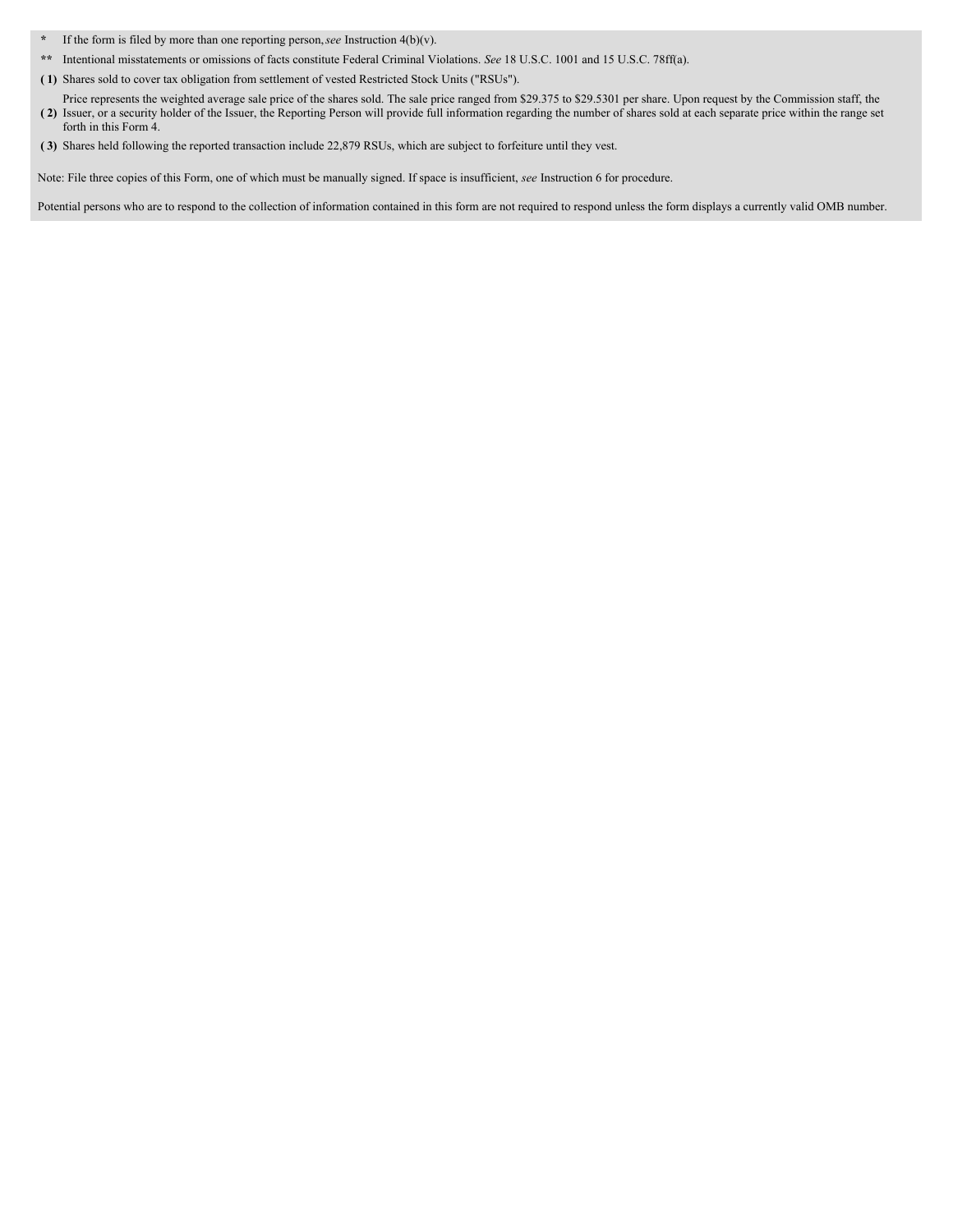* If the form is filed by more than one reporting person, *see* Instruction 4(b)(v).

** Intentional misstatements or omissions of facts constitute Federal Criminal Violations. *See* 18 U.S.C. 1001 and 15 U.S.C. 78ff(a).

( 1) Shares sold to cover tax obligation from settlement of vested Restricted Stock Units ("RSUs").

( 2) Price represents the weighted average sale price of the shares sold. The sale price ranged from $29.375 to $29.5301 per share. Upon request by the Commission staff, the Issuer, or a security holder of the Issuer, the Reporting Person will provide full information regarding the number of shares sold at each separate price within the range set forth in this Form 4.

( 3) Shares held following the reported transaction include 22,879 RSUs, which are subject to forfeiture until they vest.

Note: File three copies of this Form, one of which must be manually signed. If space is insufficient, *see* Instruction 6 for procedure.

Potential persons who are to respond to the collection of information contained in this form are not required to respond unless the form displays a currently valid OMB number.